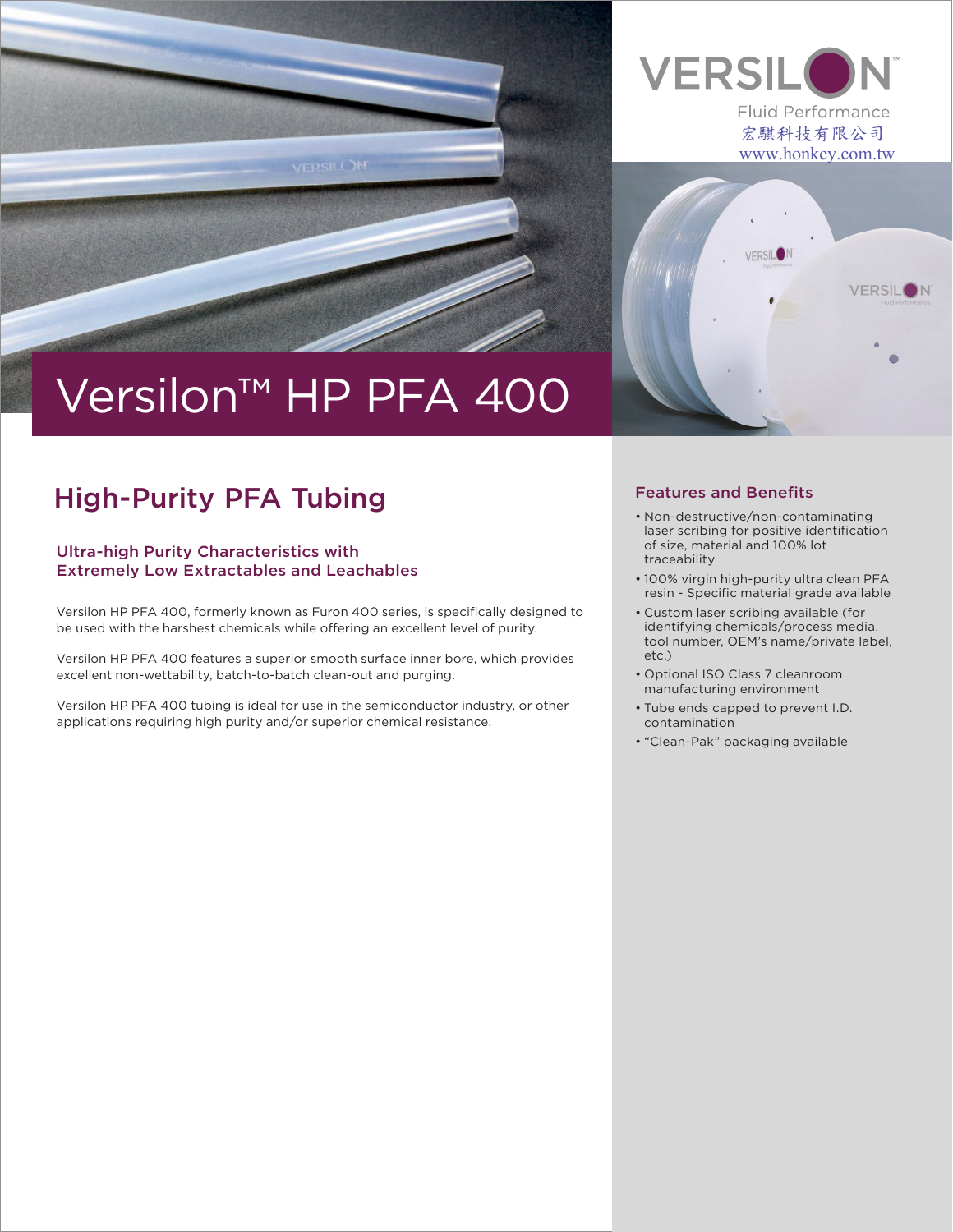VERSILON™

Fluid Performance

宏騏科技有限公司

www.honkey.com.tw

# Versilon™ HP PFA 400

## High-Purity PFA Tubing

### Ultra-high Purity Characteristics with Extremely Low Extractables and Leachables

Versilon HP PFA 400, formerly known as Furon 400 series, is specifically designed to be used with the harshest chemicals while offering an excellent level of purity.

Versilon HP PFA 400 features a superior smooth surface inner bore, which provides excellent non-wettability, batch-to-batch clean-out and purging.

Versilon HP PFA 400 tubing is ideal for use in the semiconductor industry, or other applications requiring high purity and/or superior chemical resistance.

### Features and Benefits

- Non-destructive/non-contaminating laser scribing for positive identification of size, material and 100% lot traceability
- 100% virgin high-purity ultra clean PFA resin - Specific material grade available
- Custom laser scribing available (for identifying chemicals/process media, tool number, OEM's name/private label, etc.)
- Optional ISO Class 7 cleanroom manufacturing environment
- Tube ends capped to prevent I.D. contamination
- "Clean-Pak" packaging available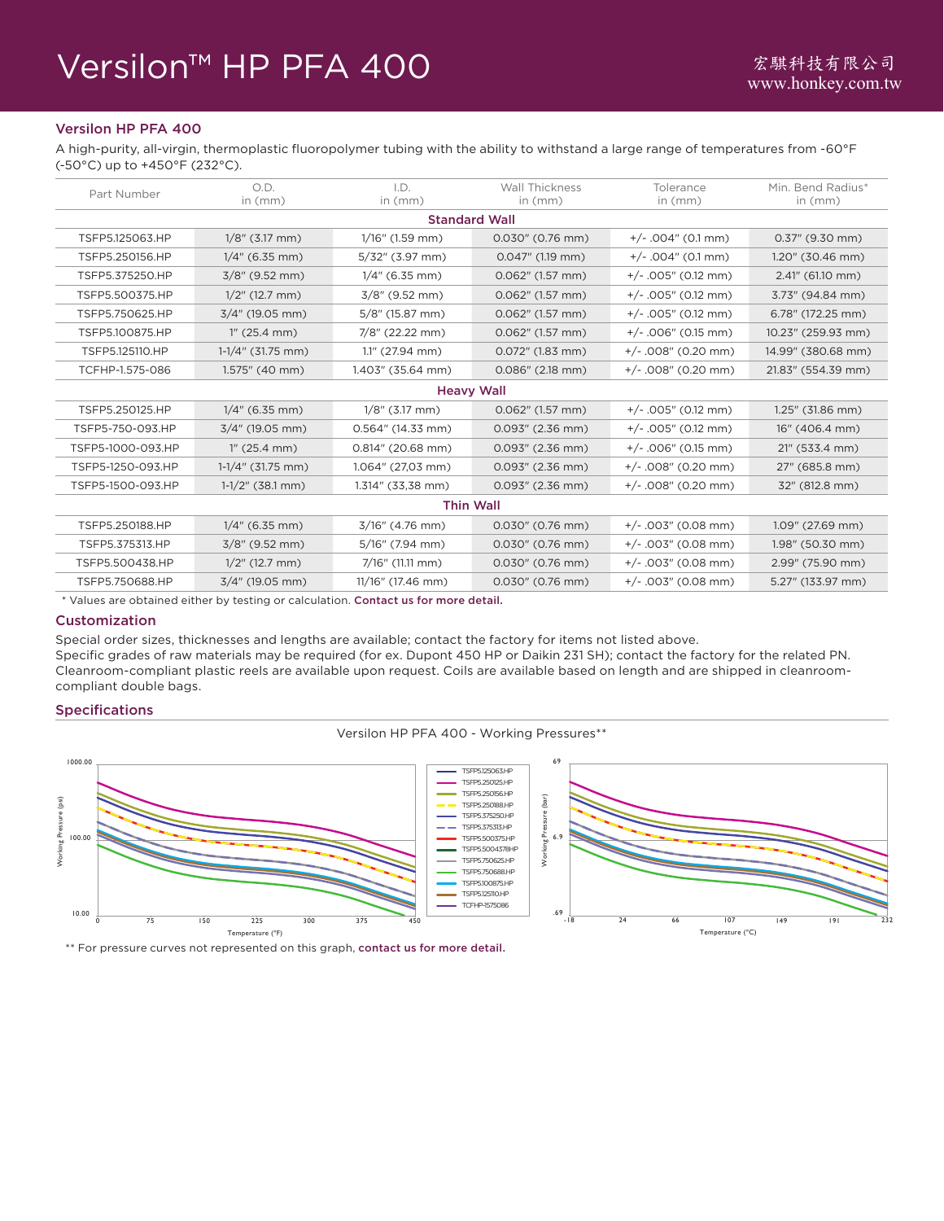# Versilon™ HP PFA 400

宏騏科技有限公司
www.honkey.com.tw

## Versilon HP PFA 400

A high-purity, all-virgin, thermoplastic fluoropolymer tubing with the ability to withstand a large range of temperatures from -60°F (-50°C) up to +450°F (232°C).

| Part Number | O.D. in (mm) | I.D. in (mm) | Wall Thickness in (mm) | Tolerance in (mm) | Min. Bend Radius* in (mm) |
|---|---|---|---|---|---|
| **Standard Wall** | | | | | |
| TSFP5.125063.HP | 1/8" (3.17 mm) | 1/16" (1.59 mm) | 0.030" (0.76 mm) | +/- .004" (0.1 mm) | 0.37" (9.30 mm) |
| TSFP5.250156.HP | 1/4" (6.35 mm) | 5/32" (3.97 mm) | 0.047" (1.19 mm) | +/- .004" (0.1 mm) | 1.20" (30.46 mm) |
| TSFP5.375250.HP | 3/8" (9.52 mm) | 1/4" (6.35 mm) | 0.062" (1.57 mm) | +/- .005" (0.12 mm) | 2.41" (61.10 mm) |
| TSFP5.500375.HP | 1/2" (12.7 mm) | 3/8" (9.52 mm) | 0.062" (1.57 mm) | +/- .005" (0.12 mm) | 3.73" (94.84 mm) |
| TSFP5.750625.HP | 3/4" (19.05 mm) | 5/8" (15.87 mm) | 0.062" (1.57 mm) | +/- .005" (0.12 mm) | 6.78" (172.25 mm) |
| TSFP5.100875.HP | 1" (25.4 mm) | 7/8" (22.22 mm) | 0.062" (1.57 mm) | +/- .006" (0.15 mm) | 10.23" (259.93 mm) |
| TSFP5.125110.HP | 1-1/4" (31.75 mm) | 1.1" (27.94 mm) | 0.072" (1.83 mm) | +/-.008" (0.20 mm) | 14.99" (380.68 mm) |
| TCFHP-1.575-086 | 1.575" (40 mm) | 1.403" (35.64 mm) | 0.086" (2.18 mm) | +/-.008" (0.20 mm) | 21.83" (554.39 mm) |
| **Heavy Wall** | | | | | |
| TSFP5.250125.HP | 1/4" (6.35 mm) | 1/8" (3.17 mm) | 0.062" (1.57 mm) | +/- .005" (0.12 mm) | 1.25" (31.86 mm) |
| TSFP5-750-093.HP | 3/4" (19.05 mm) | 0.564" (14.33 mm) | 0.093" (2.36 mm) | +/- .005" (0.12 mm) | 16" (406.4 mm) |
| TSFP5-1000-093.HP | 1" (25.4 mm) | 0.814" (20.68 mm) | 0.093" (2.36 mm) | +/- .006" (0.15 mm) | 21" (533.4 mm) |
| TSFP5-1250-093.HP | 1-1/4" (31.75 mm) | 1.064" (27,03 mm) | 0.093" (2.36 mm) | +/- .008" (0.20 mm) | 27" (685.8 mm) |
| TSFP5-1500-093.HP | 1-1/2" (38.1 mm) | 1.314" (33,38 mm) | 0.093" (2.36 mm) | +/- .008" (0.20 mm) | 32" (812.8 mm) |
| **Thin Wall** | | | | | |
| TSFP5.250188.HP | 1/4" (6.35 mm) | 3/16" (4.76 mm) | 0.030" (0.76 mm) | +/- .003" (0.08 mm) | 1.09" (27.69 mm) |
| TSFP5.375313.HP | 3/8" (9.52 mm) | 5/16" (7.94 mm) | 0.030" (0.76 mm) | +/- .003" (0.08 mm) | 1.98" (50.30 mm) |
| TSFP5.500438.HP | 1/2" (12.7 mm) | 7/16" (11.11 mm) | 0.030" (0.76 mm) | +/- .003" (0.08 mm) | 2.99" (75.90 mm) |
| TSFP5.750688.HP | 3/4" (19.05 mm) | 11/16" (17.46 mm) | 0.030" (0.76 mm) | +/- .003" (0.08 mm) | 5.27" (133.97 mm) |

\* Values are obtained either by testing or calculation. **Contact us for more detail.**

## Customization

Special order sizes, thicknesses and lengths are available; contact the factory for items not listed above.
Specific grades of raw materials may be required (for ex. Dupont 450 HP or Daikin 231 SH); contact the factory for the related PN.
Cleanroom-compliant plastic reels are available upon request. Coils are available based on length and are shipped in cleanroom-compliant double bags.

## Specifications

Versilon HP PFA 400 - Working Pressures**

Working Pressure (psi)
1000.00
100.00
10.00
0 75 150 225 300 375 450
Temperature (°F)

TSFP5.125063.HP
TSFP5.250125.HP
TSFP5.250156.HP
TSFP5.250188.HP
TSFP5.375250.HP
TSFP5.375313.HP
TSFP5.500375.HP
TSFP5.5004378.HP
TSFP5.750625.HP
TSFP5.750688.HP
TSFP5.100875.HP
TSFP5.125110.HP
TCFHP-1575086

Working Pressure (bar)
69
6.9
.69
-18 24 66 107 149 191 232
Temperature (°C)

\** For pressure curves not represented on this graph, **contact us for more detail.**